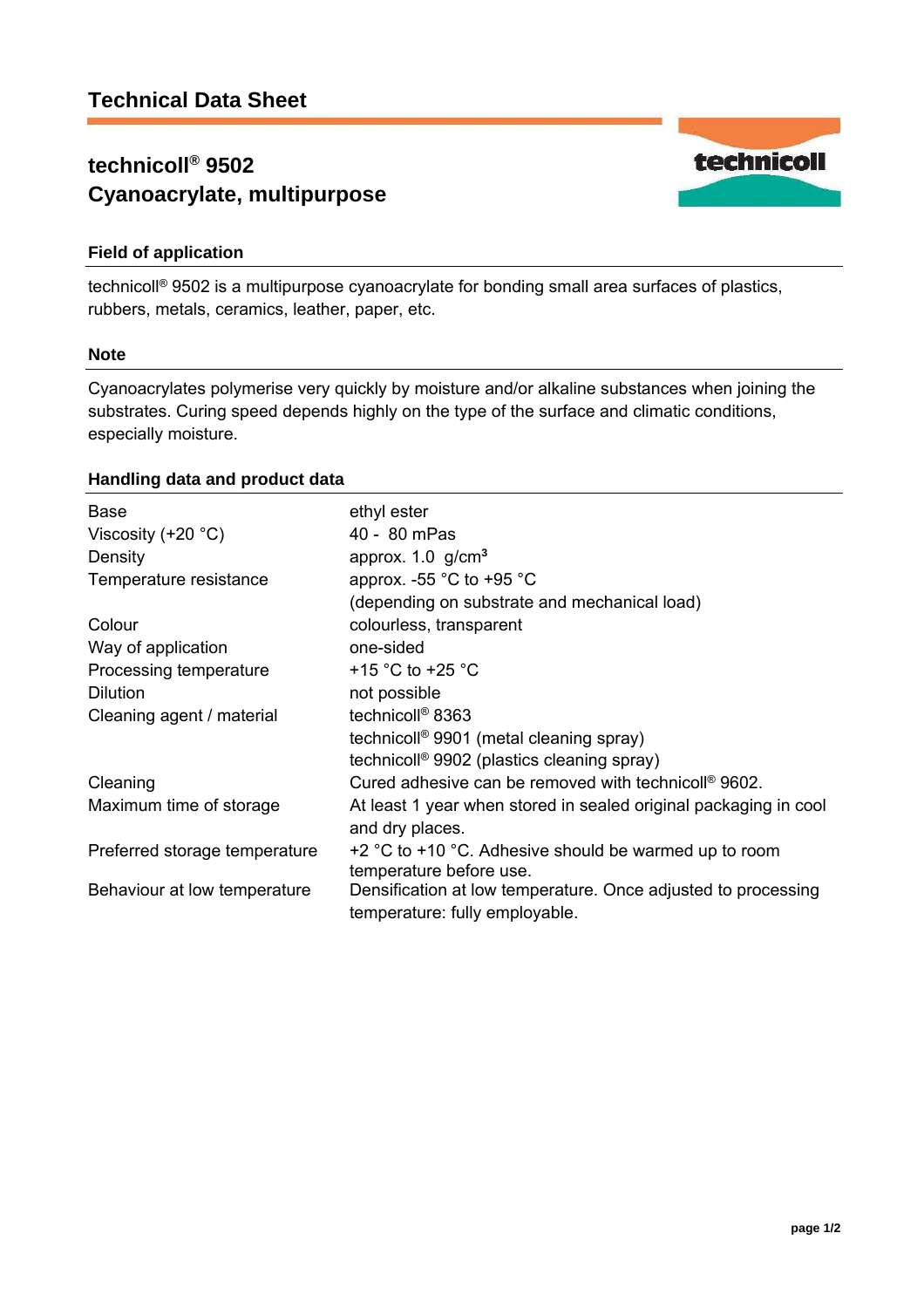# Technical Data Sheet

## technicoll® 9502
## Cyanoacrylate, multipurpose

### Field of application

technicoll® 9502 is a multipurpose cyanoacrylate for bonding small area surfaces of plastics, rubbers, metals, ceramics, leather, paper, etc.

### Note

Cyanoacrylates polymerise very quickly by moisture and/or alkaline substances when joining the substrates. Curing speed depends highly on the type of the surface and climatic conditions, especially moisture.

### Handling data and product data

| | |
|---|---|
| Base | ethyl ester |
| Viscosity (+20 °C) | 40 - 80 mPas |
| Density | approx. 1.0 g/cm³ |
| Temperature resistance | approx. -55 °C to +95 °C (depending on substrate and mechanical load) |
| Colour | colourless, transparent |
| Way of application | one-sided |
| Processing temperature | +15 °C to +25 °C |
| Dilution | not possible |
| Cleaning agent / material | technicoll® 8363<br>technicoll® 9901 (metal cleaning spray)<br>technicoll® 9902 (plastics cleaning spray) |
| Cleaning | Cured adhesive can be removed with technicoll® 9602. |
| Maximum time of storage | At least 1 year when stored in sealed original packaging in cool and dry places. |
| Preferred storage temperature | +2 °C to +10 °C. Adhesive should be warmed up to room temperature before use. |
| Behaviour at low temperature | Densification at low temperature. Once adjusted to processing temperature: fully employable. |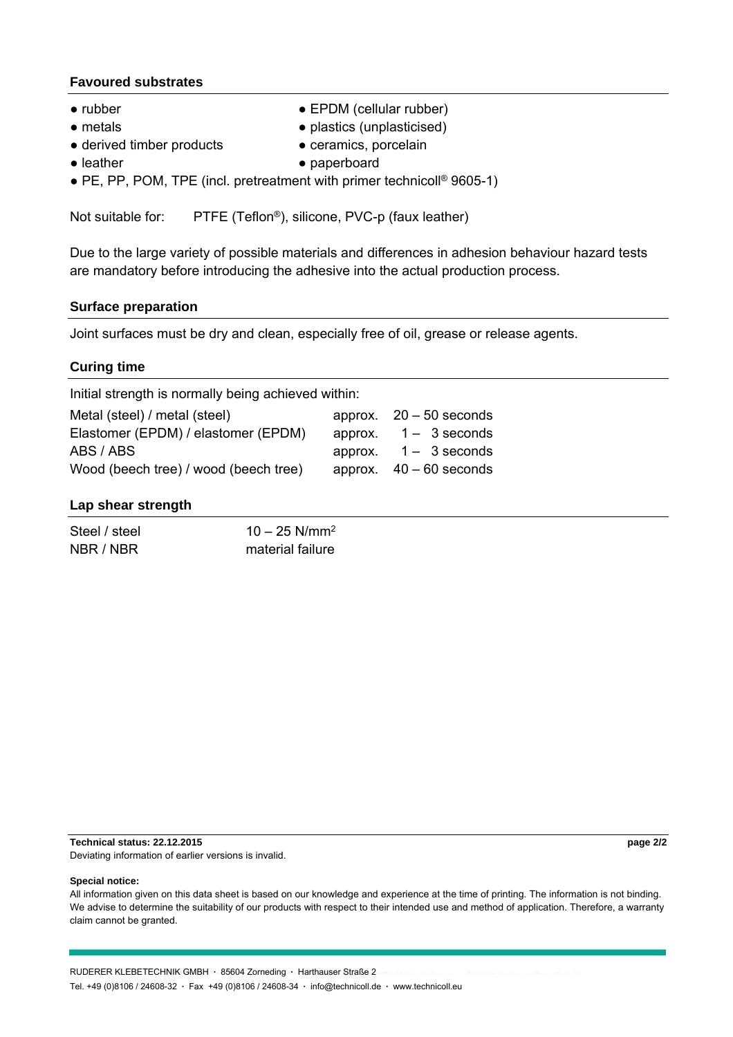## Favoured substrates

- rubber
- EPDM (cellular rubber)
- metals
- plastics (unplasticised)
- derived timber products
- ceramics, porcelain
- leather
- paperboard
- PE, PP, POM, TPE (incl. pretreatment with primer technicoll® 9605-1)

Not suitable for: PTFE (Teflon®), silicone, PVC-p (faux leather)

Due to the large variety of possible materials and differences in adhesion behaviour hazard tests are mandatory before introducing the adhesive into the actual production process.

## Surface preparation

Joint surfaces must be dry and clean, especially free of oil, grease or release agents.

## Curing time

Initial strength is normally being achieved within:

| | |
|---|---|
| Metal (steel) / metal (steel) | approx. 20 – 50 seconds |
| Elastomer (EPDM) / elastomer (EPDM) | approx. 1 – 3 seconds |
| ABS / ABS | approx. 1 – 3 seconds |
| Wood (beech tree) / wood (beech tree) | approx. 40 – 60 seconds |

## Lap shear strength

| | |
|---|---|
| Steel / steel | 10 – 25 N/mm$^2$ |
| NBR / NBR | material failure |

**Technical status: 22.12.2015**
Deviating information of earlier versions is invalid.

**Special notice:**
All information given on this data sheet is based on our knowledge and experience at the time of printing. The information is not binding. We advise to determine the suitability of our products with respect to their intended use and method of application. Therefore, a warranty claim cannot be granted.

RUDERER KLEBETECHNIK GMBH · 85604 Zorneding · Harthauser Straße 2
Tel. +49 (0)8106 / 24608-32 · Fax +49 (0)8106 / 24608-34 · info@technicoll.de · www.technicoll.eu